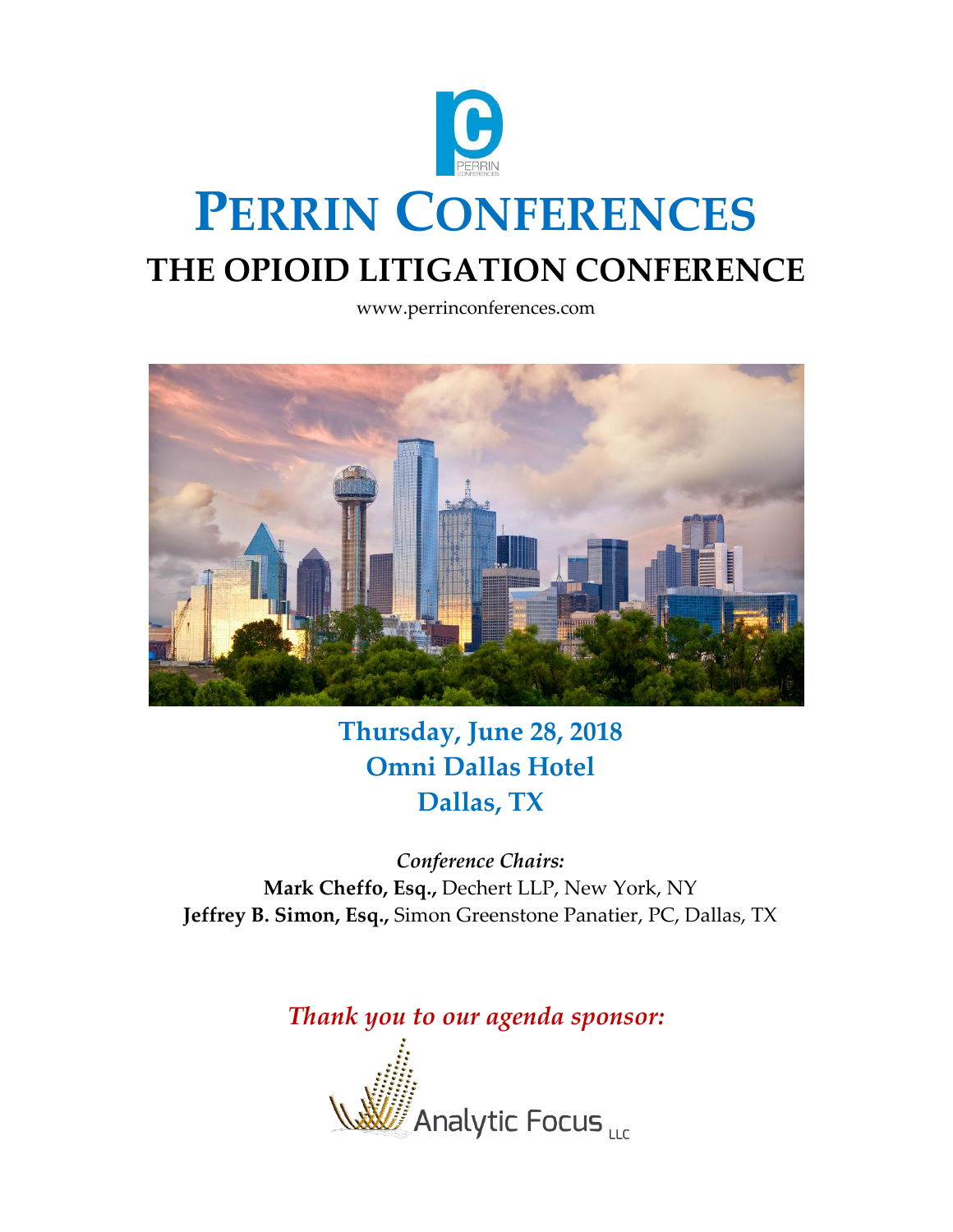# PERRIN CONFERENCES

## THE OPIOID LITIGATION CONFERENCE

www.perrinconferences.com

**Thursday, June 28, 2018**
**Omni Dallas Hotel**
**Dallas, TX**

*Conference Chairs:*
**Mark Cheffo, Esq.,** Dechert LLP, New York, NY
**Jeffrey B. Simon, Esq.,** Simon Greenstone Panatier, PC, Dallas, TX

*Thank you to our agenda sponsor:*

Analytic Focus LLC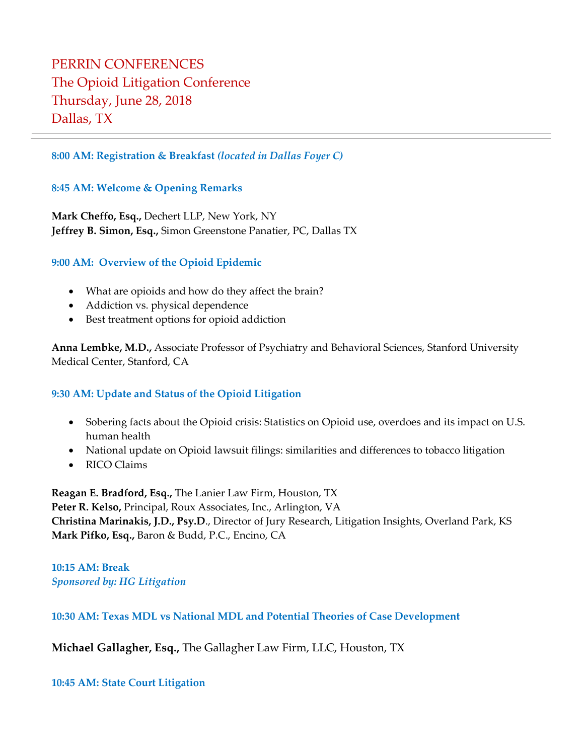PERRIN CONFERENCES
The Opioid Litigation Conference
Thursday, June 28, 2018
Dallas, TX

---

**8:00 AM: Registration & Breakfast** ***(located in Dallas Foyer C)***

**8:45 AM: Welcome & Opening Remarks**

**Mark Cheffo, Esq.,** Dechert LLP, New York, NY
**Jeffrey B. Simon, Esq.,** Simon Greenstone Panatier, PC, Dallas TX

**9:00 AM: Overview of the Opioid Epidemic**

- What are opioids and how do they affect the brain?
- Addiction vs. physical dependence
- Best treatment options for opioid addiction

**Anna Lembke, M.D.,** Associate Professor of Psychiatry and Behavioral Sciences, Stanford University Medical Center, Stanford, CA

**9:30 AM: Update and Status of the Opioid Litigation**

- Sobering facts about the Opioid crisis: Statistics on Opioid use, overdoes and its impact on U.S. human health
- National update on Opioid lawsuit filings: similarities and differences to tobacco litigation
- RICO Claims

**Reagan E. Bradford, Esq.,** The Lanier Law Firm, Houston, TX
**Peter R. Kelso,** Principal, Roux Associates, Inc., Arlington, VA
**Christina Marinakis, J.D., Psy.D**., Director of Jury Research, Litigation Insights, Overland Park, KS
**Mark Pifko, Esq.,** Baron & Budd, P.C., Encino, CA

**10:15 AM: Break**
***Sponsored by: HG Litigation***

**10:30 AM: Texas MDL vs National MDL and Potential Theories of Case Development**

**Michael Gallagher, Esq.,** The Gallagher Law Firm, LLC, Houston, TX

**10:45 AM: State Court Litigation**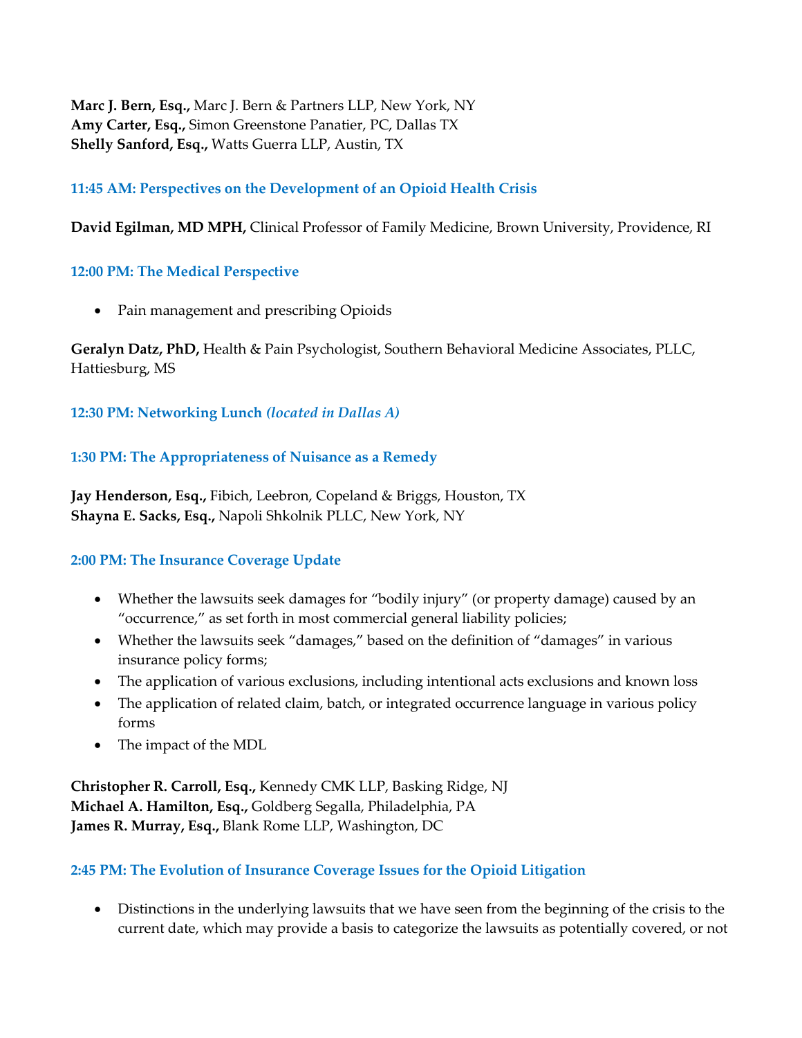**Marc J. Bern, Esq.,** Marc J. Bern & Partners LLP, New York, NY
**Amy Carter, Esq.,** Simon Greenstone Panatier, PC, Dallas TX
**Shelly Sanford, Esq.,** Watts Guerra LLP, Austin, TX

### 11:45 AM: Perspectives on the Development of an Opioid Health Crisis

**David Egilman, MD MPH,** Clinical Professor of Family Medicine, Brown University, Providence, RI

### 12:00 PM: The Medical Perspective

- Pain management and prescribing Opioids

**Geralyn Datz, PhD,** Health & Pain Psychologist, Southern Behavioral Medicine Associates, PLLC, Hattiesburg, MS

### 12:30 PM: Networking Lunch *(located in Dallas A)*

### 1:30 PM: The Appropriateness of Nuisance as a Remedy

**Jay Henderson, Esq.,** Fibich, Leebron, Copeland & Briggs, Houston, TX
**Shayna E. Sacks, Esq.,** Napoli Shkolnik PLLC, New York, NY

### 2:00 PM: The Insurance Coverage Update

- Whether the lawsuits seek damages for "bodily injury" (or property damage) caused by an "occurrence," as set forth in most commercial general liability policies;
- Whether the lawsuits seek "damages," based on the definition of "damages" in various insurance policy forms;
- The application of various exclusions, including intentional acts exclusions and known loss
- The application of related claim, batch, or integrated occurrence language in various policy forms
- The impact of the MDL

**Christopher R. Carroll, Esq.,** Kennedy CMK LLP, Basking Ridge, NJ
**Michael A. Hamilton, Esq.,** Goldberg Segalla, Philadelphia, PA
**James R. Murray, Esq.,** Blank Rome LLP, Washington, DC

### 2:45 PM: The Evolution of Insurance Coverage Issues for the Opioid Litigation

- Distinctions in the underlying lawsuits that we have seen from the beginning of the crisis to the current date, which may provide a basis to categorize the lawsuits as potentially covered, or not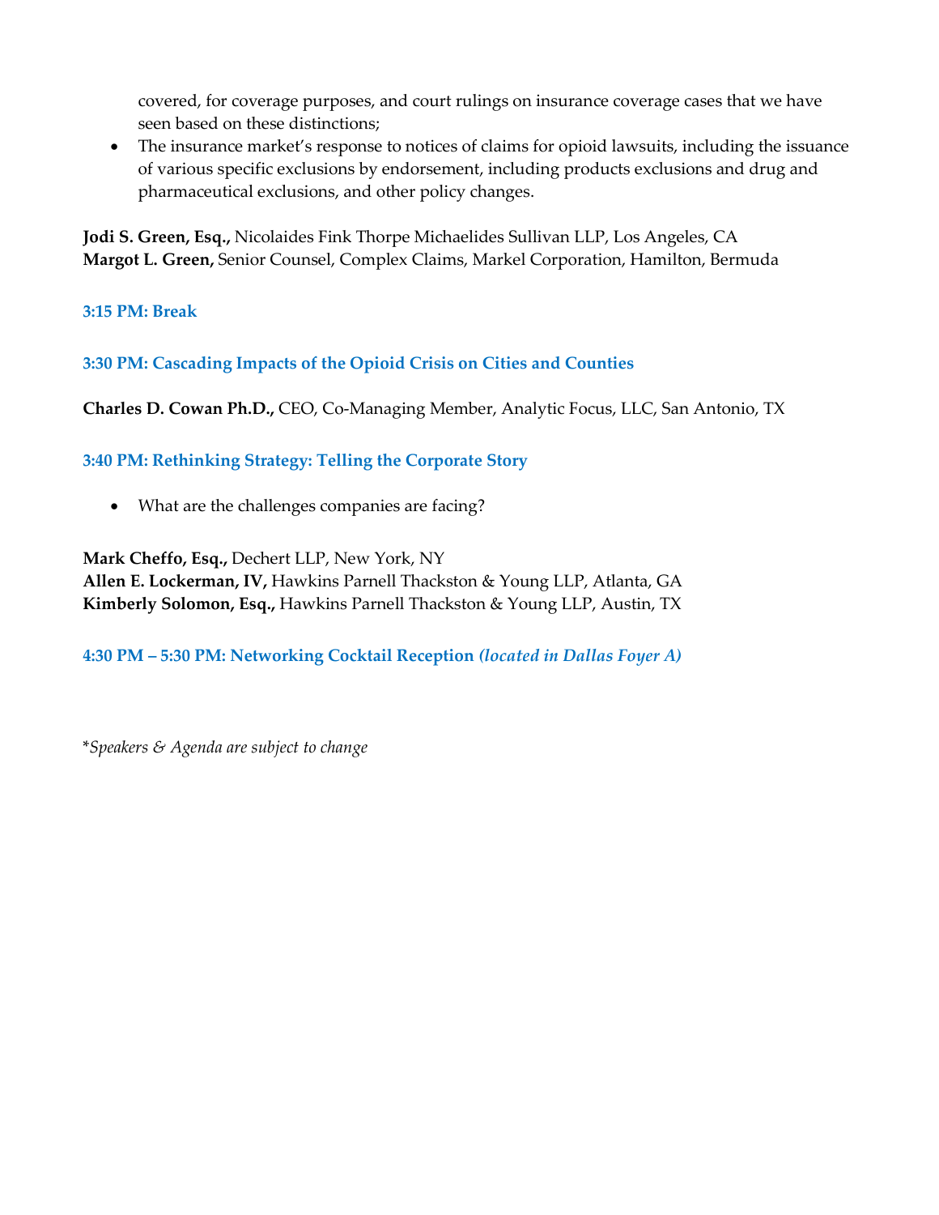covered, for coverage purposes, and court rulings on insurance coverage cases that we have seen based on these distinctions;

- The insurance market's response to notices of claims for opioid lawsuits, including the issuance of various specific exclusions by endorsement, including products exclusions and drug and pharmaceutical exclusions, and other policy changes.

**Jodi S. Green, Esq.,** Nicolaides Fink Thorpe Michaelides Sullivan LLP, Los Angeles, CA
**Margot L. Green,** Senior Counsel, Complex Claims, Markel Corporation, Hamilton, Bermuda

**3:15 PM: Break**

**3:30 PM: Cascading Impacts of the Opioid Crisis on Cities and Counties**

**Charles D. Cowan Ph.D.,** CEO, Co-Managing Member, Analytic Focus, LLC, San Antonio, TX

**3:40 PM: Rethinking Strategy: Telling the Corporate Story**

- What are the challenges companies are facing?

**Mark Cheffo, Esq.,** Dechert LLP, New York, NY
**Allen E. Lockerman, IV,** Hawkins Parnell Thackston & Young LLP, Atlanta, GA
**Kimberly Solomon, Esq.,** Hawkins Parnell Thackston & Young LLP, Austin, TX

**4:30 PM – 5:30 PM: Networking Cocktail Reception** ***(located in Dallas Foyer A)***

*\*Speakers & Agenda are subject to change*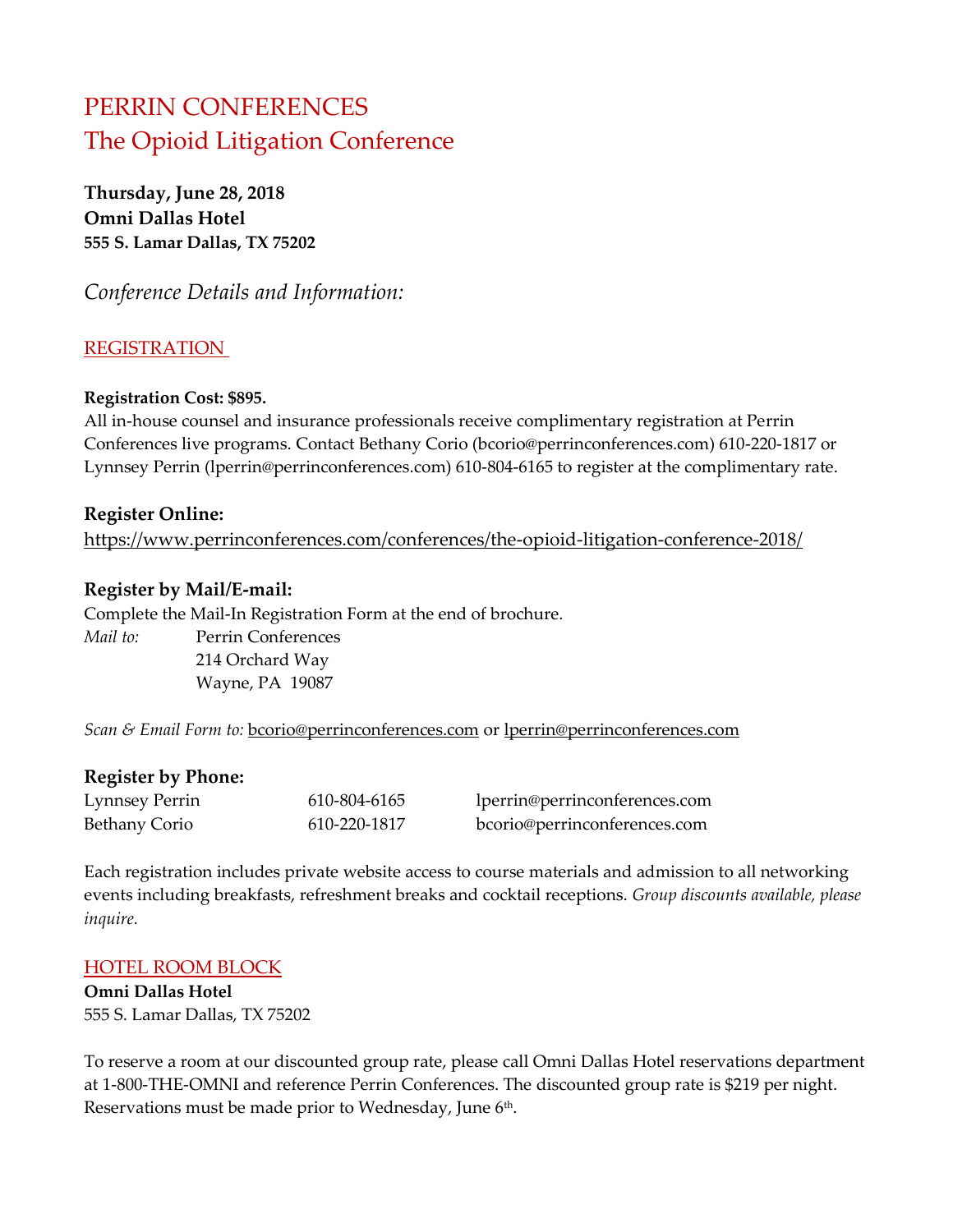# PERRIN CONFERENCES
# The Opioid Litigation Conference

**Thursday, June 28, 2018**
**Omni Dallas Hotel**
**555 S. Lamar Dallas, TX 75202**

*Conference Details and Information:*

## REGISTRATION

**Registration Cost: $895.**
All in-house counsel and insurance professionals receive complimentary registration at Perrin Conferences live programs. Contact Bethany Corio (bcorio@perrinconferences.com) 610-220-1817 or Lynnsey Perrin (lperrin@perrinconferences.com) 610-804-6165 to register at the complimentary rate.

**Register Online:**
https://www.perrinconferences.com/conferences/the-opioid-litigation-conference-2018/

**Register by Mail/E-mail:**
Complete the Mail-In Registration Form at the end of brochure.

*Mail to:* Perrin Conferences
214 Orchard Way
Wayne, PA 19087

*Scan & Email Form to:* bcorio@perrinconferences.com or lperrin@perrinconferences.com

**Register by Phone:**

| | | |
|---|---|---|
| Lynnsey Perrin | 610-804-6165 | lperrin@perrinconferences.com |
| Bethany Corio | 610-220-1817 | bcorio@perrinconferences.com |

Each registration includes private website access to course materials and admission to all networking events including breakfasts, refreshment breaks and cocktail receptions. *Group discounts available, please inquire.*

## HOTEL ROOM BLOCK

**Omni Dallas Hotel**
555 S. Lamar Dallas, TX 75202

To reserve a room at our discounted group rate, please call Omni Dallas Hotel reservations department at 1-800-THE-OMNI and reference Perrin Conferences. The discounted group rate is $219 per night. Reservations must be made prior to Wednesday, June 6th.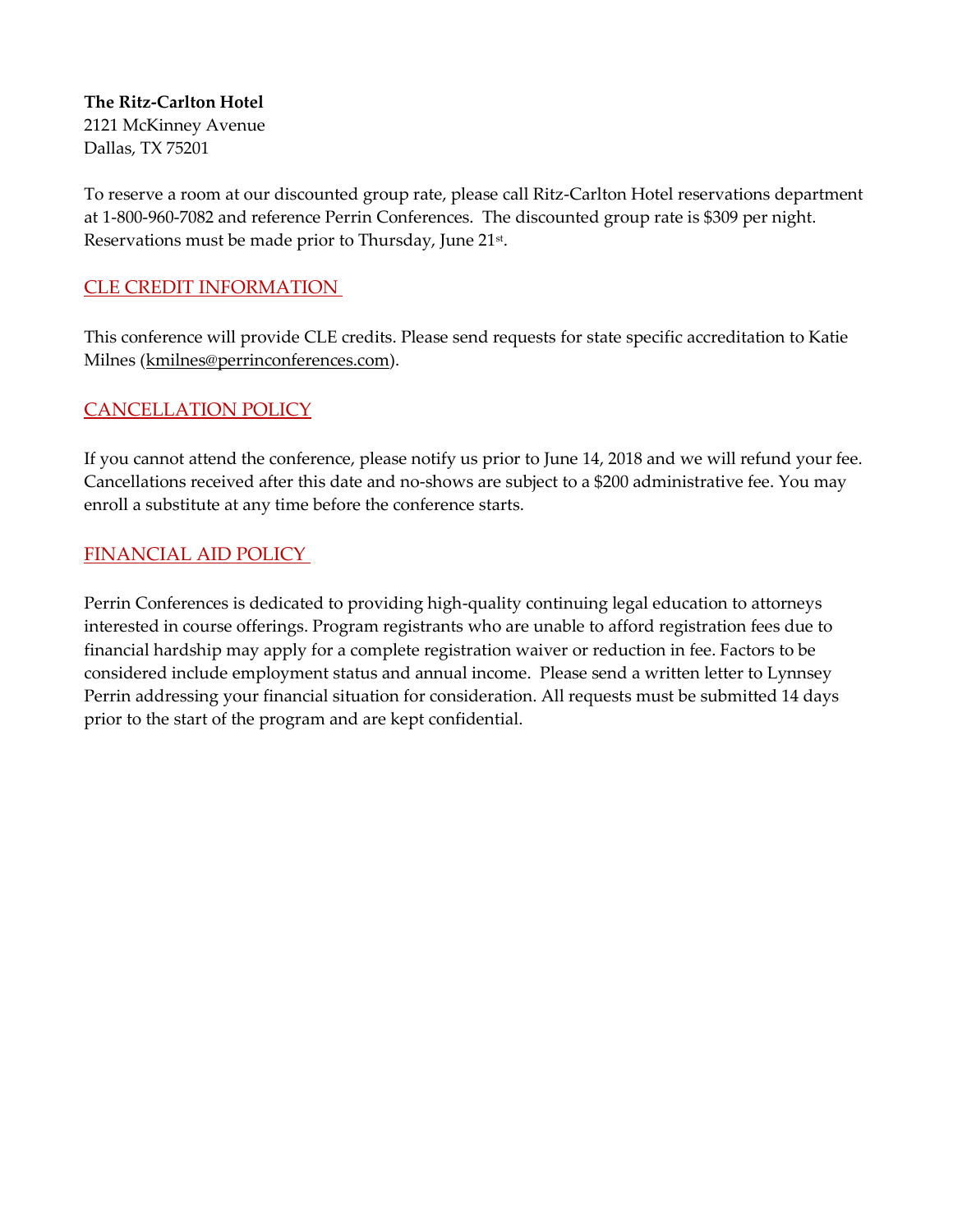**The Ritz-Carlton Hotel**
2121 McKinney Avenue
Dallas, TX 75201

To reserve a room at our discounted group rate, please call Ritz-Carlton Hotel reservations department at 1-800-960-7082 and reference Perrin Conferences. The discounted group rate is $309 per night. Reservations must be made prior to Thursday, June 21st.

## CLE CREDIT INFORMATION

This conference will provide CLE credits. Please send requests for state specific accreditation to Katie Milnes (kmilnes@perrinconferences.com).

## CANCELLATION POLICY

If you cannot attend the conference, please notify us prior to June 14, 2018 and we will refund your fee. Cancellations received after this date and no-shows are subject to a $200 administrative fee. You may enroll a substitute at any time before the conference starts.

## FINANCIAL AID POLICY

Perrin Conferences is dedicated to providing high-quality continuing legal education to attorneys interested in course offerings. Program registrants who are unable to afford registration fees due to financial hardship may apply for a complete registration waiver or reduction in fee. Factors to be considered include employment status and annual income. Please send a written letter to Lynnsey Perrin addressing your financial situation for consideration. All requests must be submitted 14 days prior to the start of the program and are kept confidential.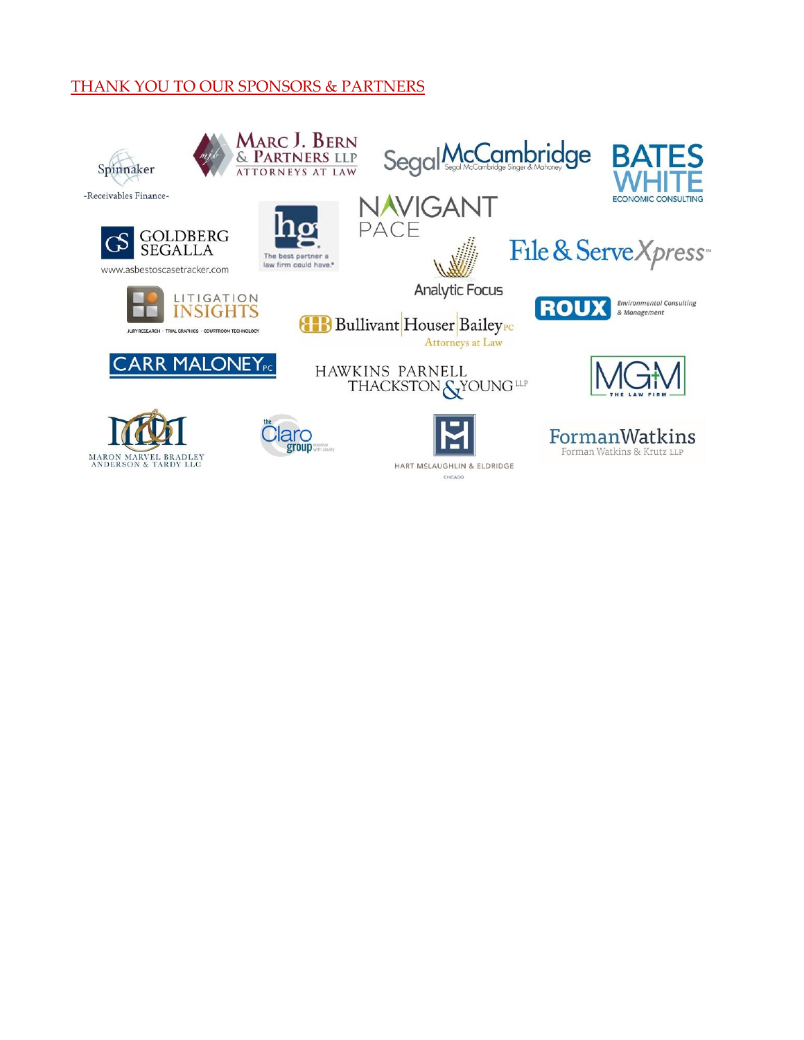THANK YOU TO OUR SPONSORS & PARTNERS

Spinnaker
-Receivables Finance-

Marc J. Bern & Partners LLP
Attorneys at Law

Segal McCambridge
Segal McCambridge Singer & Mahoney

BATES WHITE
ECONOMIC CONSULTING

Goldberg Segalla
www.asbestoscasetracker.com

hg
The best partner a law firm could have.

NAVIGANT
PACE

Analytic Focus

File & ServeXpress

Litigation Insights
Jury Research · Trial Graphics · Courtroom Technology

Bullivant Houser Bailey PC
Attorneys at Law

ROUX
Environmental Consulting & Management

CARR MALONEY PC

HAWKINS PARNELL THACKSTON & YOUNG LLP

MGM
The Law Firm

Maron Marvel Bradley Anderson & Tardy LLC

the Claro group
resolve with clarity

Hart McLaughlin & Eldridge
Chicago

FormanWatkins
Forman Watkins & Krutz LLP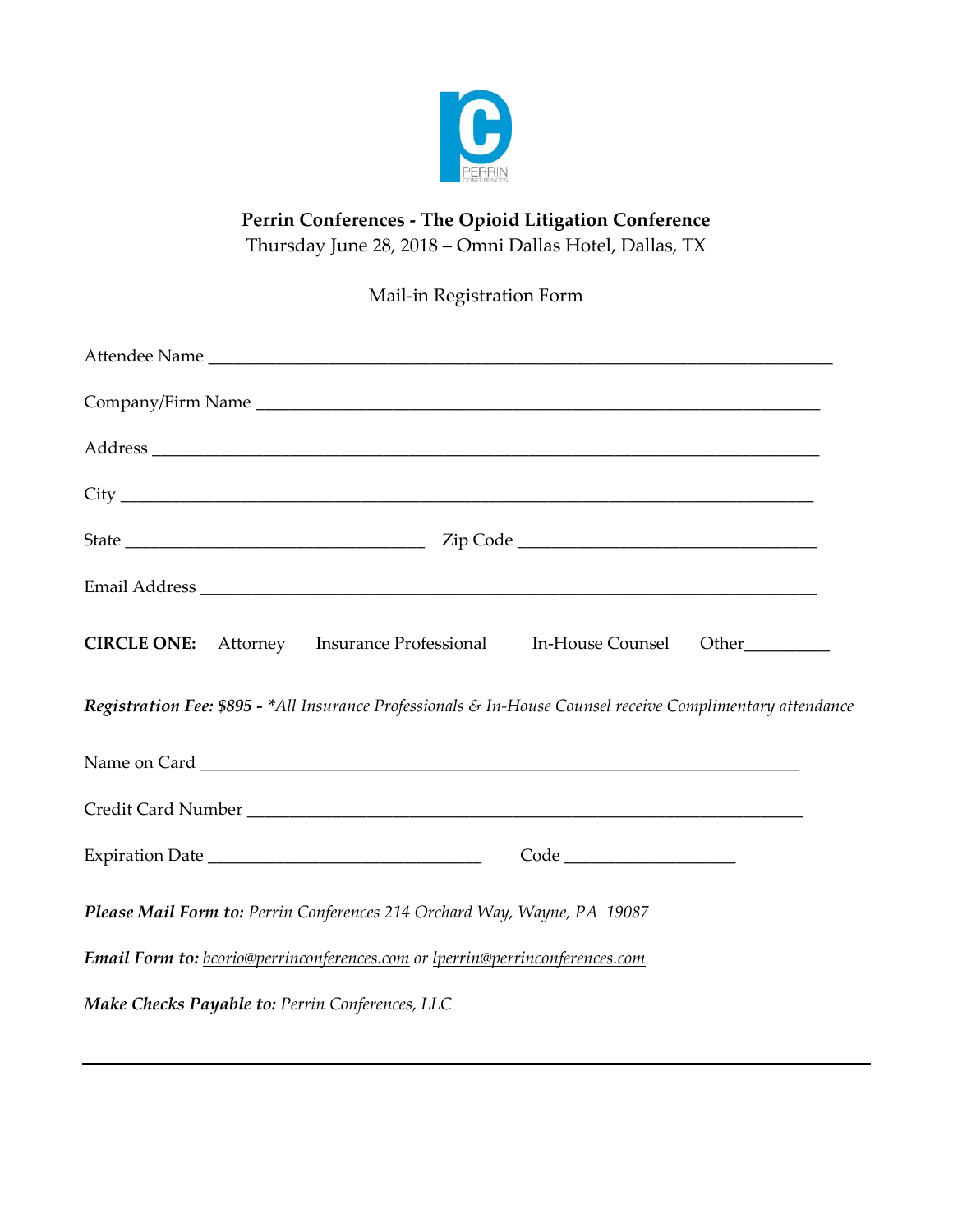**Perrin Conferences - The Opioid Litigation Conference**

Thursday June 28, 2018 – Omni Dallas Hotel, Dallas, TX

Mail-in Registration Form

Attendee Name ___________________________________________________________________

Company/Firm Name ______________________________________________________________

Address _________________________________________________________________________

City ____________________________________________________________________________

State _______________________________ Zip Code _______________________________

Email Address ____________________________________________________________________

**CIRCLE ONE:** Attorney  Insurance Professional  In-House Counsel  Other_________

***Registration Fee:* $895 -** *\*All Insurance Professionals & In-House Counsel receive Complimentary attendance*

Name on Card ____________________________________________________________________

Credit Card Number _______________________________________________________________

Expiration Date ____________________________  Code ____________________

***Please Mail Form to:*** *Perrin Conferences 214 Orchard Way, Wayne, PA 19087*

***Email Form to:*** *bcorio@perrinconferences.com or lperrin@perrinconferences.com*

***Make Checks Payable to:*** *Perrin Conferences, LLC*